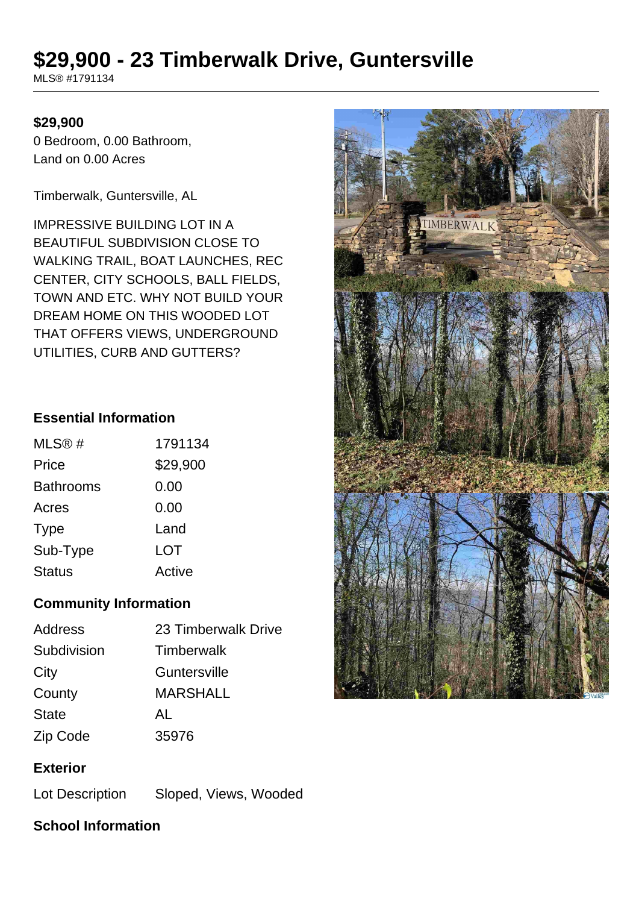# $29,900 - 23 Timberwalk Drive, Guntersville

MLS® #1791134

**$29,900**

0 Bedroom, 0.00 Bathroom,
Land on 0.00 Acres

Timberwalk, Guntersville, AL

IMPRESSIVE BUILDING LOT IN A BEAUTIFUL SUBDIVISION CLOSE TO WALKING TRAIL, BOAT LAUNCHES, REC CENTER, CITY SCHOOLS, BALL FIELDS, TOWN AND ETC. WHY NOT BUILD YOUR DREAM HOME ON THIS WOODED LOT THAT OFFERS VIEWS, UNDERGROUND UTILITIES, CURB AND GUTTERS?

## Essential Information

| | |
|---|---|
| MLS® # | 1791134 |
| Price | $29,900 |
| Bathrooms | 0.00 |
| Acres | 0.00 |
| Type | Land |
| Sub-Type | LOT |
| Status | Active |

## Community Information

| | |
|---|---|
| Address | 23 Timberwalk Drive |
| Subdivision | Timberwalk |
| City | Guntersville |
| County | MARSHALL |
| State | AL |
| Zip Code | 35976 |

## Exterior

| | |
|---|---|
| Lot Description | Sloped, Views, Wooded |

## School Information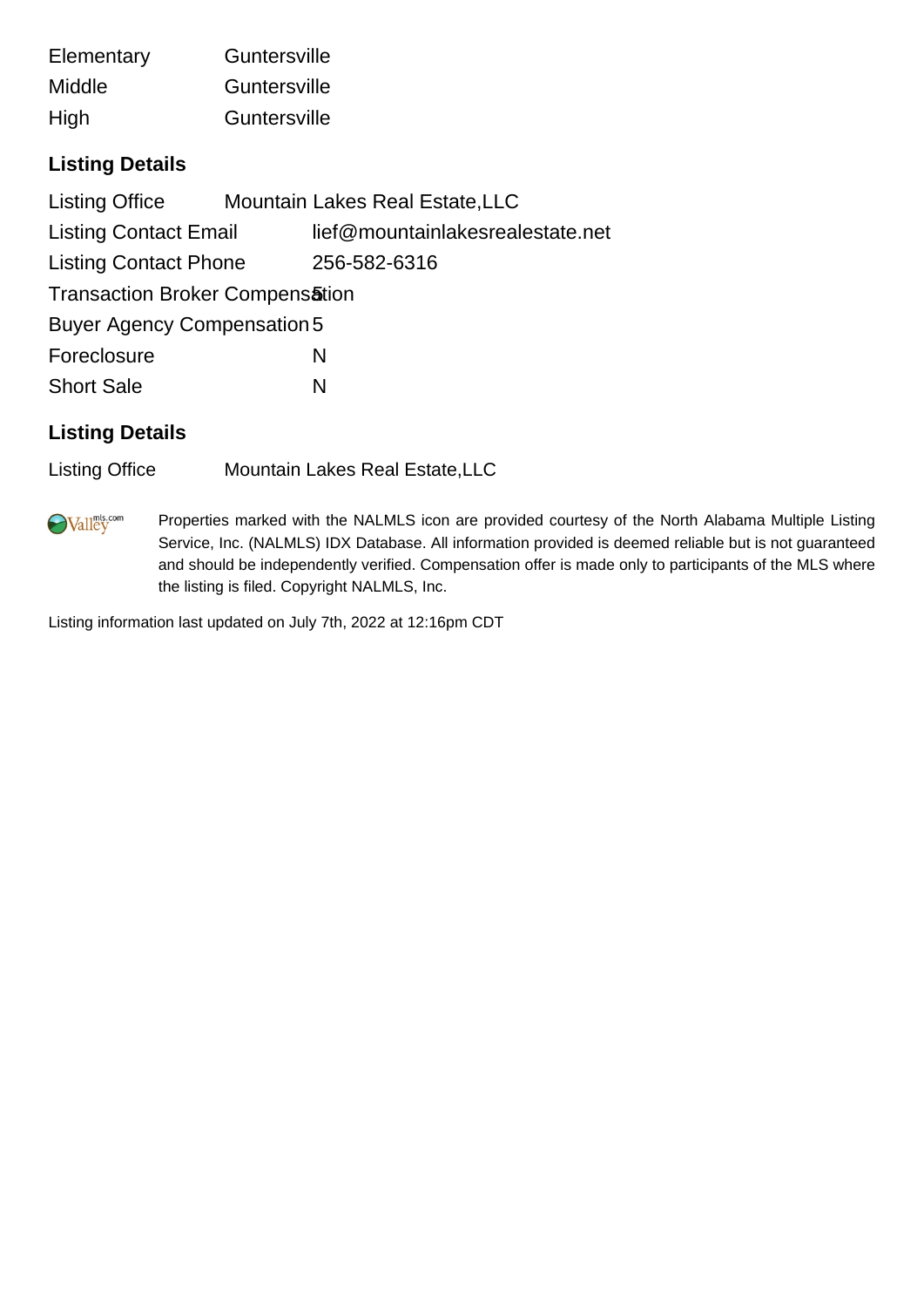| | |
|---|---|
| Elementary | Guntersville |
| Middle | Guntersville |
| High | Guntersville |

## Listing Details

| | |
|---|---|
| Listing Office | Mountain Lakes Real Estate,LLC |
| Listing Contact Email | lief@mountainlakesrealestate.net |
| Listing Contact Phone | 256-582-6316 |
| Transaction Broker Compensation | 5 |
| Buyer Agency Compensation | 5 |
| Foreclosure | N |
| Short Sale | N |

## Listing Details

| | |
|---|---|
| Listing Office | Mountain Lakes Real Estate,LLC |

Properties marked with the NALMLS icon are provided courtesy of the North Alabama Multiple Listing Service, Inc. (NALMLS) IDX Database. All information provided is deemed reliable but is not guaranteed and should be independently verified. Compensation offer is made only to participants of the MLS where the listing is filed. Copyright NALMLS, Inc.

Listing information last updated on July 7th, 2022 at 12:16pm CDT